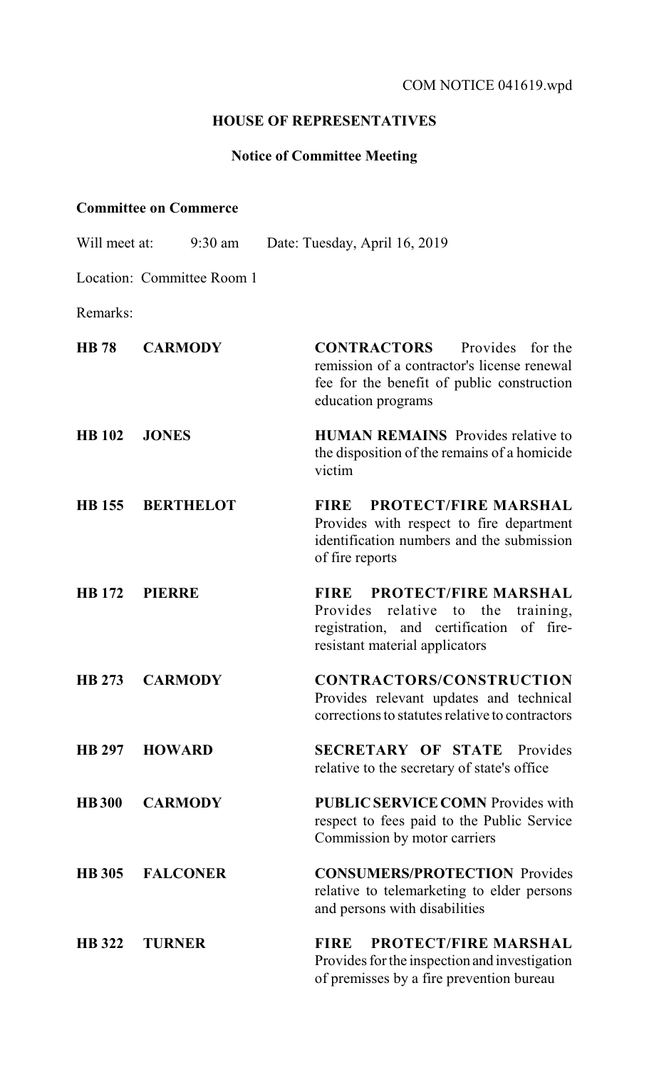COM NOTICE 041619.wpd

# HOUSE OF REPRESENTATIVES

## Notice of Committee Meeting

**Committee on Commerce**

Will meet at: 9:30 am Date: Tuesday, April 16, 2019

Location: Committee Room 1

Remarks:

| | | |
|---|---|---|
| **HB 78** | **CARMODY** | **CONTRACTORS** Provides for the remission of a contractor's license renewal fee for the benefit of public construction education programs |
| **HB 102** | **JONES** | **HUMAN REMAINS** Provides relative to the disposition of the remains of a homicide victim |
| **HB 155** | **BERTHELOT** | **FIRE PROTECT/FIRE MARSHAL** Provides with respect to fire department identification numbers and the submission of fire reports |
| **HB 172** | **PIERRE** | **FIRE PROTECT/FIRE MARSHAL** Provides relative to the training, registration, and certification of fire-resistant material applicators |
| **HB 273** | **CARMODY** | **CONTRACTORS/CONSTRUCTION** Provides relevant updates and technical corrections to statutes relative to contractors |
| **HB 297** | **HOWARD** | **SECRETARY OF STATE** Provides relative to the secretary of state's office |
| **HB 300** | **CARMODY** | **PUBLIC SERVICE COMN** Provides with respect to fees paid to the Public Service Commission by motor carriers |
| **HB 305** | **FALCONER** | **CONSUMERS/PROTECTION** Provides relative to telemarketing to elder persons and persons with disabilities |
| **HB 322** | **TURNER** | **FIRE PROTECT/FIRE MARSHAL** Provides for the inspection and investigation of premisses by a fire prevention bureau |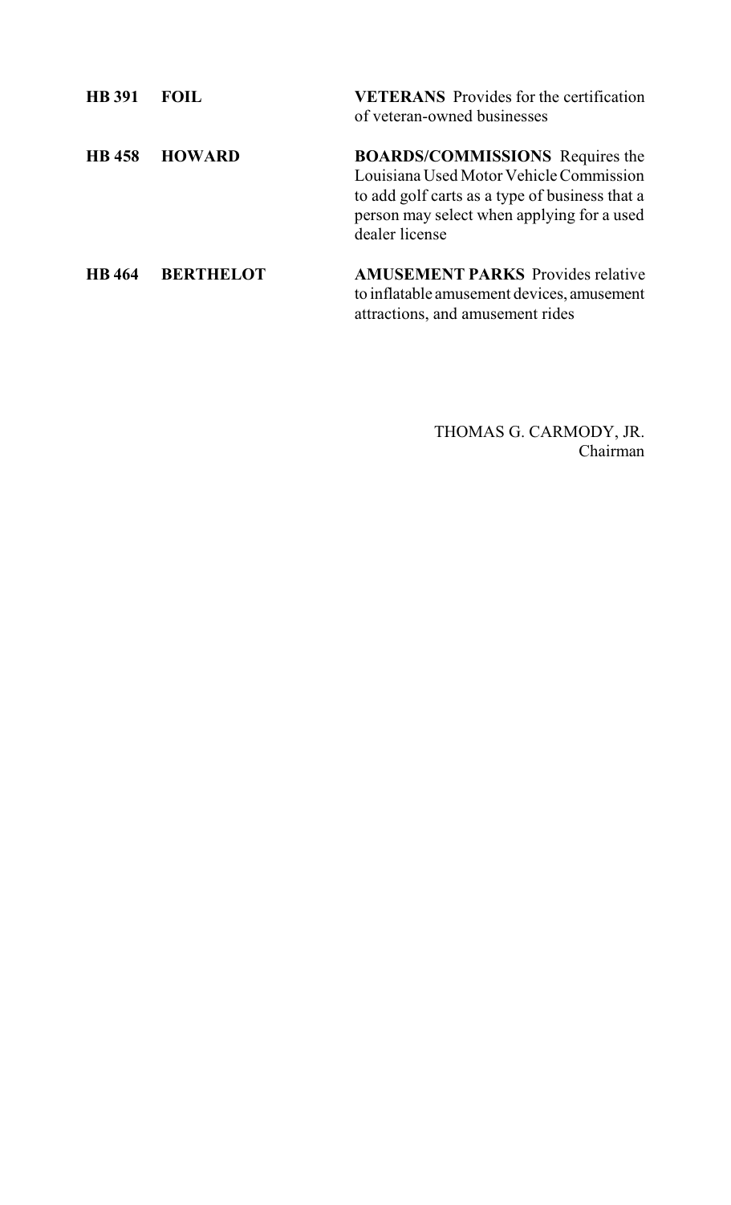| | | |
|---|---|---|
| **HB 391** | **FOIL** | **VETERANS** Provides for the certification of veteran-owned businesses |
| **HB 458** | **HOWARD** | **BOARDS/COMMISSIONS** Requires the Louisiana Used Motor Vehicle Commission to add golf carts as a type of business that a person may select when applying for a used dealer license |
| **HB 464** | **BERTHELOT** | **AMUSEMENT PARKS** Provides relative to inflatable amusement devices, amusement attractions, and amusement rides |

THOMAS G. CARMODY, JR.
Chairman